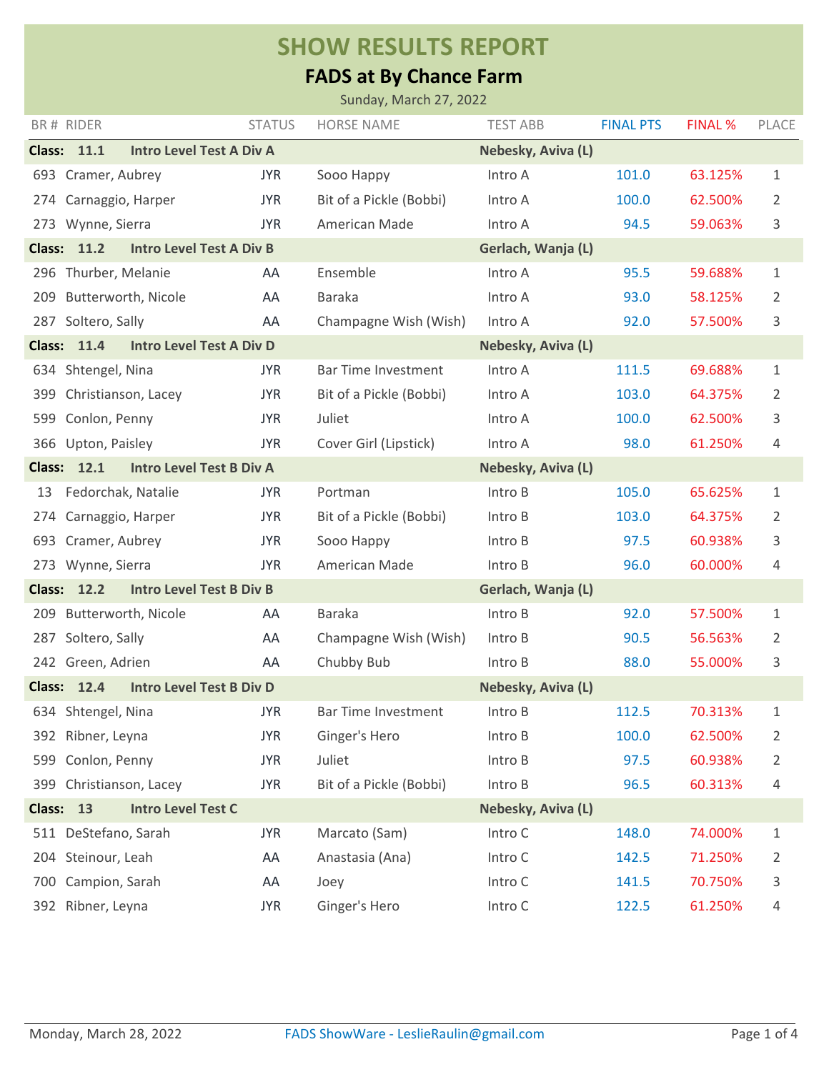# SHOW RESULTS REPORT

## FADS at By Chance Farm

Sunday, March 27, 2022

| BR # | RIDER | STATUS | HORSE NAME | TEST ABB | FINAL PTS | FINAL % | PLACE |
|---|---|---|---|---|---|---|---|
| **Class: 11.1** | **Intro Level Test A Div A** | | | **Nebesky, Aviva (L)** | | | |
| 693 | Cramer, Aubrey | JYR | Sooo Happy | Intro A | 101.0 | 63.125% | 1 |
| 274 | Carnaggio, Harper | JYR | Bit of a Pickle (Bobbi) | Intro A | 100.0 | 62.500% | 2 |
| 273 | Wynne, Sierra | JYR | American Made | Intro A | 94.5 | 59.063% | 3 |
| **Class: 11.2** | **Intro Level Test A Div B** | | | **Gerlach, Wanja (L)** | | | |
| 296 | Thurber, Melanie | AA | Ensemble | Intro A | 95.5 | 59.688% | 1 |
| 209 | Butterworth, Nicole | AA | Baraka | Intro A | 93.0 | 58.125% | 2 |
| 287 | Soltero, Sally | AA | Champagne Wish (Wish) | Intro A | 92.0 | 57.500% | 3 |
| **Class: 11.4** | **Intro Level Test A Div D** | | | **Nebesky, Aviva (L)** | | | |
| 634 | Shtengel, Nina | JYR | Bar Time Investment | Intro A | 111.5 | 69.688% | 1 |
| 399 | Christianson, Lacey | JYR | Bit of a Pickle (Bobbi) | Intro A | 103.0 | 64.375% | 2 |
| 599 | Conlon, Penny | JYR | Juliet | Intro A | 100.0 | 62.500% | 3 |
| 366 | Upton, Paisley | JYR | Cover Girl (Lipstick) | Intro A | 98.0 | 61.250% | 4 |
| **Class: 12.1** | **Intro Level Test B Div A** | | | **Nebesky, Aviva (L)** | | | |
| 13 | Fedorchak, Natalie | JYR | Portman | Intro B | 105.0 | 65.625% | 1 |
| 274 | Carnaggio, Harper | JYR | Bit of a Pickle (Bobbi) | Intro B | 103.0 | 64.375% | 2 |
| 693 | Cramer, Aubrey | JYR | Sooo Happy | Intro B | 97.5 | 60.938% | 3 |
| 273 | Wynne, Sierra | JYR | American Made | Intro B | 96.0 | 60.000% | 4 |
| **Class: 12.2** | **Intro Level Test B Div B** | | | **Gerlach, Wanja (L)** | | | |
| 209 | Butterworth, Nicole | AA | Baraka | Intro B | 92.0 | 57.500% | 1 |
| 287 | Soltero, Sally | AA | Champagne Wish (Wish) | Intro B | 90.5 | 56.563% | 2 |
| 242 | Green, Adrien | AA | Chubby Bub | Intro B | 88.0 | 55.000% | 3 |
| **Class: 12.4** | **Intro Level Test B Div D** | | | **Nebesky, Aviva (L)** | | | |
| 634 | Shtengel, Nina | JYR | Bar Time Investment | Intro B | 112.5 | 70.313% | 1 |
| 392 | Ribner, Leyna | JYR | Ginger's Hero | Intro B | 100.0 | 62.500% | 2 |
| 599 | Conlon, Penny | JYR | Juliet | Intro B | 97.5 | 60.938% | 2 |
| 399 | Christianson, Lacey | JYR | Bit of a Pickle (Bobbi) | Intro B | 96.5 | 60.313% | 4 |
| **Class: 13** | **Intro Level Test C** | | | **Nebesky, Aviva (L)** | | | |
| 511 | DeStefano, Sarah | JYR | Marcato (Sam) | Intro C | 148.0 | 74.000% | 1 |
| 204 | Steinour, Leah | AA | Anastasia (Ana) | Intro C | 142.5 | 71.250% | 2 |
| 700 | Campion, Sarah | AA | Joey | Intro C | 141.5 | 70.750% | 3 |
| 392 | Ribner, Leyna | JYR | Ginger's Hero | Intro C | 122.5 | 61.250% | 4 |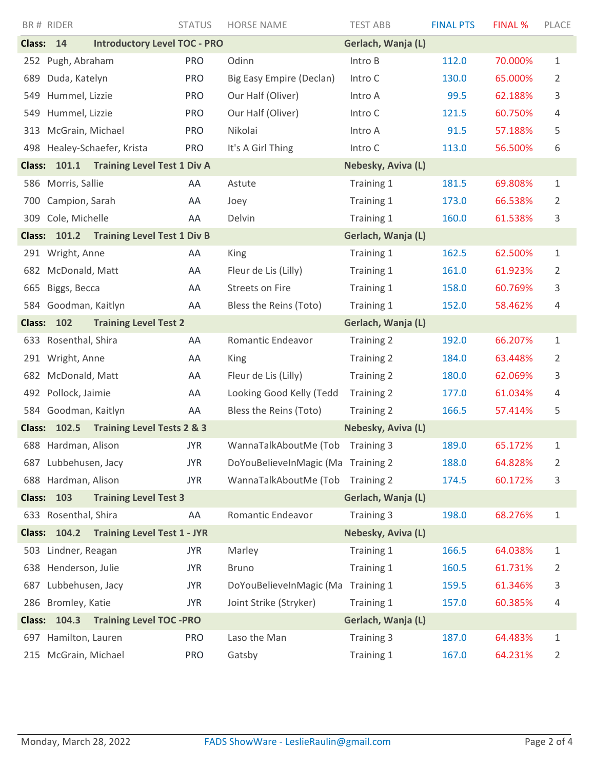| BR # | RIDER | STATUS | HORSE NAME | TEST ABB | FINAL PTS | FINAL % | PLACE |
|---|---|---|---|---|---|---|---|
| **Class: 14** | **Introductory Level TOC - PRO** | | | **Gerlach, Wanja (L)** | | | |
| 252 | Pugh, Abraham | PRO | Odinn | Intro B | 112.0 | 70.000% | 1 |
| 689 | Duda, Katelyn | PRO | Big Easy Empire (Declan) | Intro C | 130.0 | 65.000% | 2 |
| 549 | Hummel, Lizzie | PRO | Our Half (Oliver) | Intro A | 99.5 | 62.188% | 3 |
| 549 | Hummel, Lizzie | PRO | Our Half (Oliver) | Intro C | 121.5 | 60.750% | 4 |
| 313 | McGrain, Michael | PRO | Nikolai | Intro A | 91.5 | 57.188% | 5 |
| 498 | Healey-Schaefer, Krista | PRO | It's A Girl Thing | Intro C | 113.0 | 56.500% | 6 |
| **Class: 101.1** | **Training Level Test 1 Div A** | | | **Nebesky, Aviva (L)** | | | |
| 586 | Morris, Sallie | AA | Astute | Training 1 | 181.5 | 69.808% | 1 |
| 700 | Campion, Sarah | AA | Joey | Training 1 | 173.0 | 66.538% | 2 |
| 309 | Cole, Michelle | AA | Delvin | Training 1 | 160.0 | 61.538% | 3 |
| **Class: 101.2** | **Training Level Test 1 Div B** | | | **Gerlach, Wanja (L)** | | | |
| 291 | Wright, Anne | AA | King | Training 1 | 162.5 | 62.500% | 1 |
| 682 | McDonald, Matt | AA | Fleur de Lis (Lilly) | Training 1 | 161.0 | 61.923% | 2 |
| 665 | Biggs, Becca | AA | Streets on Fire | Training 1 | 158.0 | 60.769% | 3 |
| 584 | Goodman, Kaitlyn | AA | Bless the Reins (Toto) | Training 1 | 152.0 | 58.462% | 4 |
| **Class: 102** | **Training Level Test 2** | | | **Gerlach, Wanja (L)** | | | |
| 633 | Rosenthal, Shira | AA | Romantic Endeavor | Training 2 | 192.0 | 66.207% | 1 |
| 291 | Wright, Anne | AA | King | Training 2 | 184.0 | 63.448% | 2 |
| 682 | McDonald, Matt | AA | Fleur de Lis (Lilly) | Training 2 | 180.0 | 62.069% | 3 |
| 492 | Pollock, Jaimie | AA | Looking Good Kelly (Tedd | Training 2 | 177.0 | 61.034% | 4 |
| 584 | Goodman, Kaitlyn | AA | Bless the Reins (Toto) | Training 2 | 166.5 | 57.414% | 5 |
| **Class: 102.5** | **Training Level Tests 2 & 3** | | | **Nebesky, Aviva (L)** | | | |
| 688 | Hardman, Alison | JYR | WannaTalkAboutMe (Tob | Training 3 | 189.0 | 65.172% | 1 |
| 687 | Lubbehusen, Jacy | JYR | DoYouBelieveInMagic (Ma | Training 2 | 188.0 | 64.828% | 2 |
| 688 | Hardman, Alison | JYR | WannaTalkAboutMe (Tob | Training 2 | 174.5 | 60.172% | 3 |
| **Class: 103** | **Training Level Test 3** | | | **Gerlach, Wanja (L)** | | | |
| 633 | Rosenthal, Shira | AA | Romantic Endeavor | Training 3 | 198.0 | 68.276% | 1 |
| **Class: 104.2** | **Training Level Test 1 - JYR** | | | **Nebesky, Aviva (L)** | | | |
| 503 | Lindner, Reagan | JYR | Marley | Training 1 | 166.5 | 64.038% | 1 |
| 638 | Henderson, Julie | JYR | Bruno | Training 1 | 160.5 | 61.731% | 2 |
| 687 | Lubbehusen, Jacy | JYR | DoYouBelieveInMagic (Ma | Training 1 | 159.5 | 61.346% | 3 |
| 286 | Bromley, Katie | JYR | Joint Strike (Stryker) | Training 1 | 157.0 | 60.385% | 4 |
| **Class: 104.3** | **Training Level TOC -PRO** | | | **Gerlach, Wanja (L)** | | | |
| 697 | Hamilton, Lauren | PRO | Laso the Man | Training 3 | 187.0 | 64.483% | 1 |
| 215 | McGrain, Michael | PRO | Gatsby | Training 1 | 167.0 | 64.231% | 2 |

Monday, March 28, 2022 FADS ShowWare - LeslieRaulin@gmail.com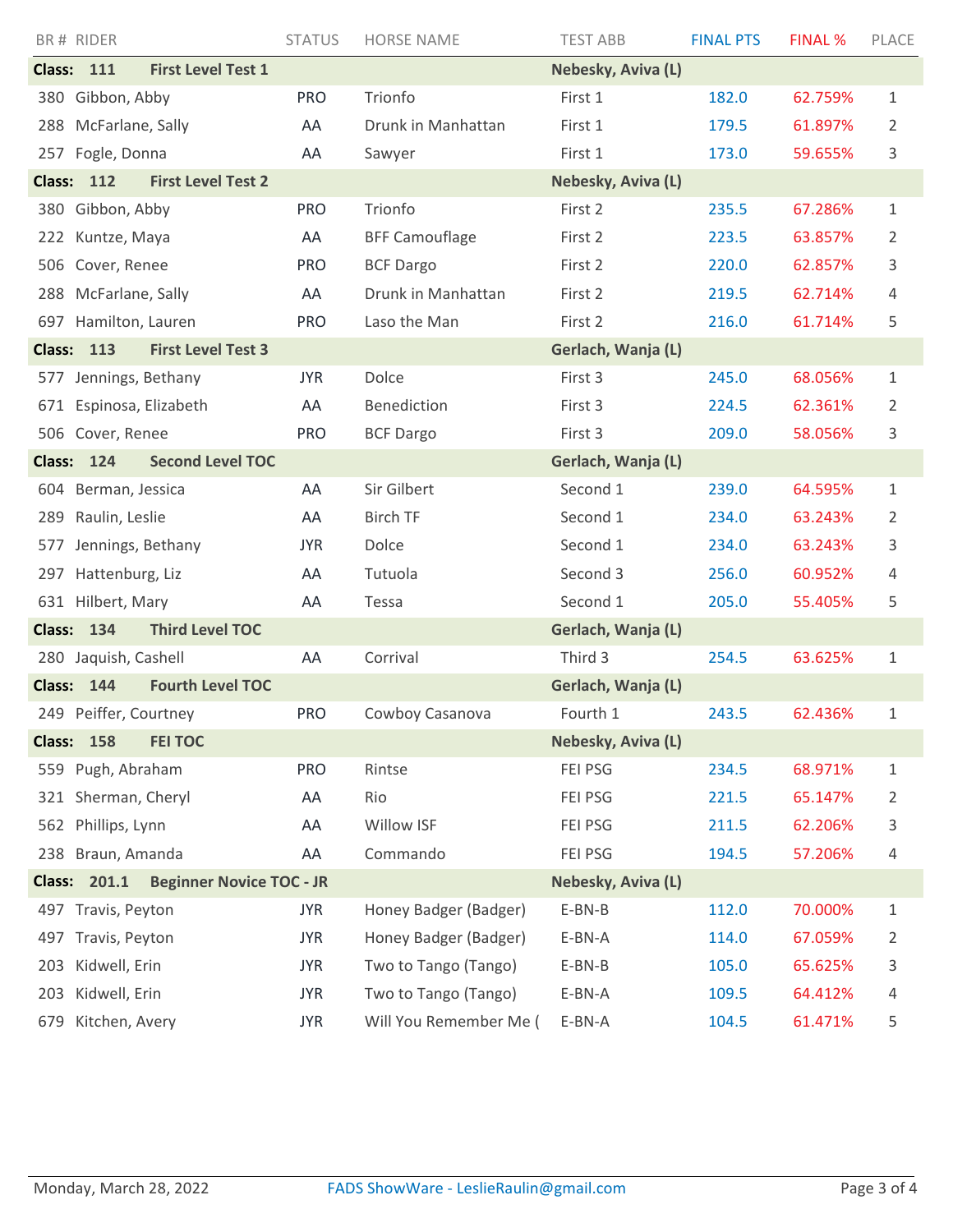| BR # | RIDER | STATUS | HORSE NAME | TEST ABB | FINAL PTS | FINAL % | PLACE |
|---|---|---|---|---|---|---|---|
| **Class: 111** | **First Level Test 1** | | | **Nebesky, Aviva (L)** | | | |
| 380 | Gibbon, Abby | PRO | Trionfo | First 1 | 182.0 | 62.759% | 1 |
| 288 | McFarlane, Sally | AA | Drunk in Manhattan | First 1 | 179.5 | 61.897% | 2 |
| 257 | Fogle, Donna | AA | Sawyer | First 1 | 173.0 | 59.655% | 3 |
| **Class: 112** | **First Level Test 2** | | | **Nebesky, Aviva (L)** | | | |
| 380 | Gibbon, Abby | PRO | Trionfo | First 2 | 235.5 | 67.286% | 1 |
| 222 | Kuntze, Maya | AA | BFF Camouflage | First 2 | 223.5 | 63.857% | 2 |
| 506 | Cover, Renee | PRO | BCF Dargo | First 2 | 220.0 | 62.857% | 3 |
| 288 | McFarlane, Sally | AA | Drunk in Manhattan | First 2 | 219.5 | 62.714% | 4 |
| 697 | Hamilton, Lauren | PRO | Laso the Man | First 2 | 216.0 | 61.714% | 5 |
| **Class: 113** | **First Level Test 3** | | | **Gerlach, Wanja (L)** | | | |
| 577 | Jennings, Bethany | JYR | Dolce | First 3 | 245.0 | 68.056% | 1 |
| 671 | Espinosa, Elizabeth | AA | Benediction | First 3 | 224.5 | 62.361% | 2 |
| 506 | Cover, Renee | PRO | BCF Dargo | First 3 | 209.0 | 58.056% | 3 |
| **Class: 124** | **Second Level TOC** | | | **Gerlach, Wanja (L)** | | | |
| 604 | Berman, Jessica | AA | Sir Gilbert | Second 1 | 239.0 | 64.595% | 1 |
| 289 | Raulin, Leslie | AA | Birch TF | Second 1 | 234.0 | 63.243% | 2 |
| 577 | Jennings, Bethany | JYR | Dolce | Second 1 | 234.0 | 63.243% | 3 |
| 297 | Hattenburg, Liz | AA | Tutuola | Second 3 | 256.0 | 60.952% | 4 |
| 631 | Hilbert, Mary | AA | Tessa | Second 1 | 205.0 | 55.405% | 5 |
| **Class: 134** | **Third Level TOC** | | | **Gerlach, Wanja (L)** | | | |
| 280 | Jaquish, Cashell | AA | Corrival | Third 3 | 254.5 | 63.625% | 1 |
| **Class: 144** | **Fourth Level TOC** | | | **Gerlach, Wanja (L)** | | | |
| 249 | Peiffer, Courtney | PRO | Cowboy Casanova | Fourth 1 | 243.5 | 62.436% | 1 |
| **Class: 158** | **FEI TOC** | | | **Nebesky, Aviva (L)** | | | |
| 559 | Pugh, Abraham | PRO | Rintse | FEI PSG | 234.5 | 68.971% | 1 |
| 321 | Sherman, Cheryl | AA | Rio | FEI PSG | 221.5 | 65.147% | 2 |
| 562 | Phillips, Lynn | AA | Willow ISF | FEI PSG | 211.5 | 62.206% | 3 |
| 238 | Braun, Amanda | AA | Commando | FEI PSG | 194.5 | 57.206% | 4 |
| **Class: 201.1** | **Beginner Novice TOC - JR** | | | **Nebesky, Aviva (L)** | | | |
| 497 | Travis, Peyton | JYR | Honey Badger (Badger) | E-BN-B | 112.0 | 70.000% | 1 |
| 497 | Travis, Peyton | JYR | Honey Badger (Badger) | E-BN-A | 114.0 | 67.059% | 2 |
| 203 | Kidwell, Erin | JYR | Two to Tango (Tango) | E-BN-B | 105.0 | 65.625% | 3 |
| 203 | Kidwell, Erin | JYR | Two to Tango (Tango) | E-BN-A | 109.5 | 64.412% | 4 |
| 679 | Kitchen, Avery | JYR | Will You Remember Me ( | E-BN-A | 104.5 | 61.471% | 5 |

Monday, March 28, 2022 — FADS ShowWare - LeslieRaulin@gmail.com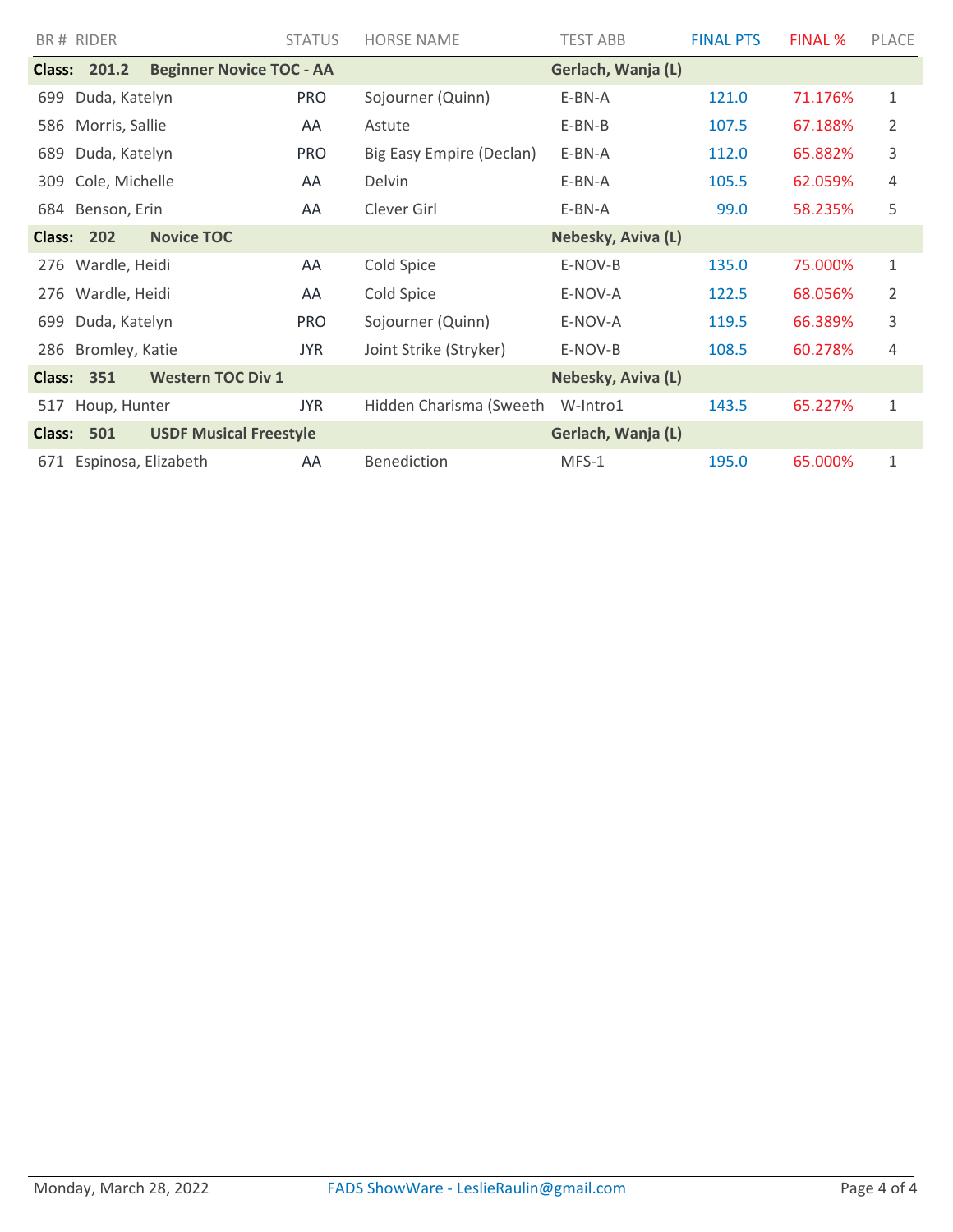| BR # | RIDER | STATUS | HORSE NAME | TEST ABB | FINAL PTS | FINAL % | PLACE |
|---|---|---|---|---|---|---|---|
| **Class:** | **201.2 Beginner Novice TOC - AA** | | | **Gerlach, Wanja (L)** | | | |
| 699 | Duda, Katelyn | PRO | Sojourner (Quinn) | E-BN-A | 121.0 | 71.176% | 1 |
| 586 | Morris, Sallie | AA | Astute | E-BN-B | 107.5 | 67.188% | 2 |
| 689 | Duda, Katelyn | PRO | Big Easy Empire (Declan) | E-BN-A | 112.0 | 65.882% | 3 |
| 309 | Cole, Michelle | AA | Delvin | E-BN-A | 105.5 | 62.059% | 4 |
| 684 | Benson, Erin | AA | Clever Girl | E-BN-A | 99.0 | 58.235% | 5 |
| **Class:** | **202 Novice TOC** | | | **Nebesky, Aviva (L)** | | | |
| 276 | Wardle, Heidi | AA | Cold Spice | E-NOV-B | 135.0 | 75.000% | 1 |
| 276 | Wardle, Heidi | AA | Cold Spice | E-NOV-A | 122.5 | 68.056% | 2 |
| 699 | Duda, Katelyn | PRO | Sojourner (Quinn) | E-NOV-A | 119.5 | 66.389% | 3 |
| 286 | Bromley, Katie | JYR | Joint Strike (Stryker) | E-NOV-B | 108.5 | 60.278% | 4 |
| **Class:** | **351 Western TOC Div 1** | | | **Nebesky, Aviva (L)** | | | |
| 517 | Houp, Hunter | JYR | Hidden Charisma (Sweeth | W-Intro1 | 143.5 | 65.227% | 1 |
| **Class:** | **501 USDF Musical Freestyle** | | | **Gerlach, Wanja (L)** | | | |
| 671 | Espinosa, Elizabeth | AA | Benediction | MFS-1 | 195.0 | 65.000% | 1 |

Monday, March 28, 2022 FADS ShowWare - LeslieRaulin@gmail.com